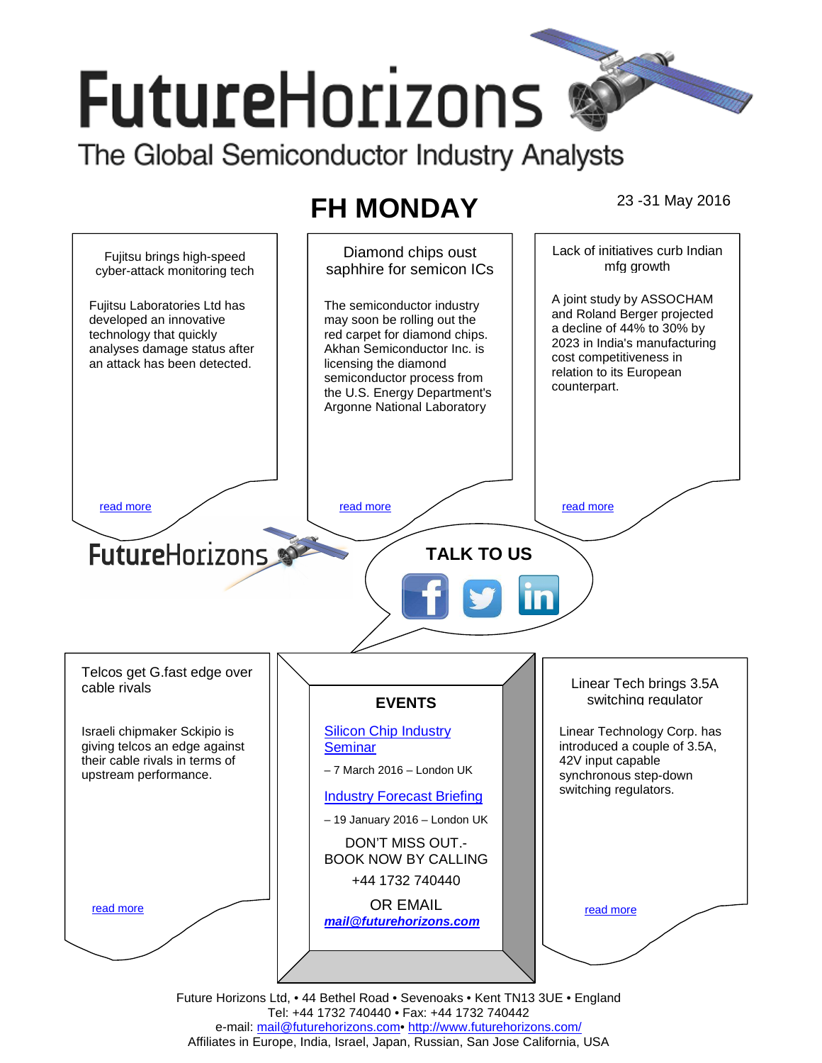# FutureHorizons

The Global Semiconductor Industry Analysts

## FH MONDAY

23 -31 May 2016

### Fujitsu brings high-speed cyber-attack monitoring tech

Fujitsu Laboratories Ltd has developed an innovative technology that quickly analyses damage status after an attack has been detected.

read more

### Diamond chips oust saphhire for semicon ICs

The semiconductor industry may soon be rolling out the red carpet for diamond chips. Akhan Semiconductor Inc. is licensing the diamond semiconductor process from the U.S. Energy Department's Argonne National Laboratory

read more

### Lack of initiatives curb Indian mfg growth

A joint study by ASSOCHAM and Roland Berger projected a decline of 44% to 30% by 2023 in India's manufacturing cost competitiveness in relation to its European counterpart.

read more

FutureHorizons

**TALK TO US**

### Telcos get G.fast edge over cable rivals

Israeli chipmaker Sckipio is giving telcos an edge against their cable rivals in terms of upstream performance.

read more

### EVENTS

Silicon Chip Industry Seminar

– 7 March 2016 – London UK

Industry Forecast Briefing

– 19 January 2016 – London UK

DON'T MISS OUT.- BOOK NOW BY CALLING

+44 1732 740440

OR EMAIL

***mail@futurehorizons.com***

### Linear Tech brings 3.5A switching regulator

Linear Technology Corp. has introduced a couple of 3.5A, 42V input capable synchronous step-down switching regulators.

read more

Future Horizons Ltd, • 44 Bethel Road • Sevenoaks • Kent TN13 3UE • England
Tel: +44 1732 740440 • Fax: +44 1732 740442
e-mail: mail@futurehorizons.com• http://www.futurehorizons.com/
Affiliates in Europe, India, Israel, Japan, Russian, San Jose California, USA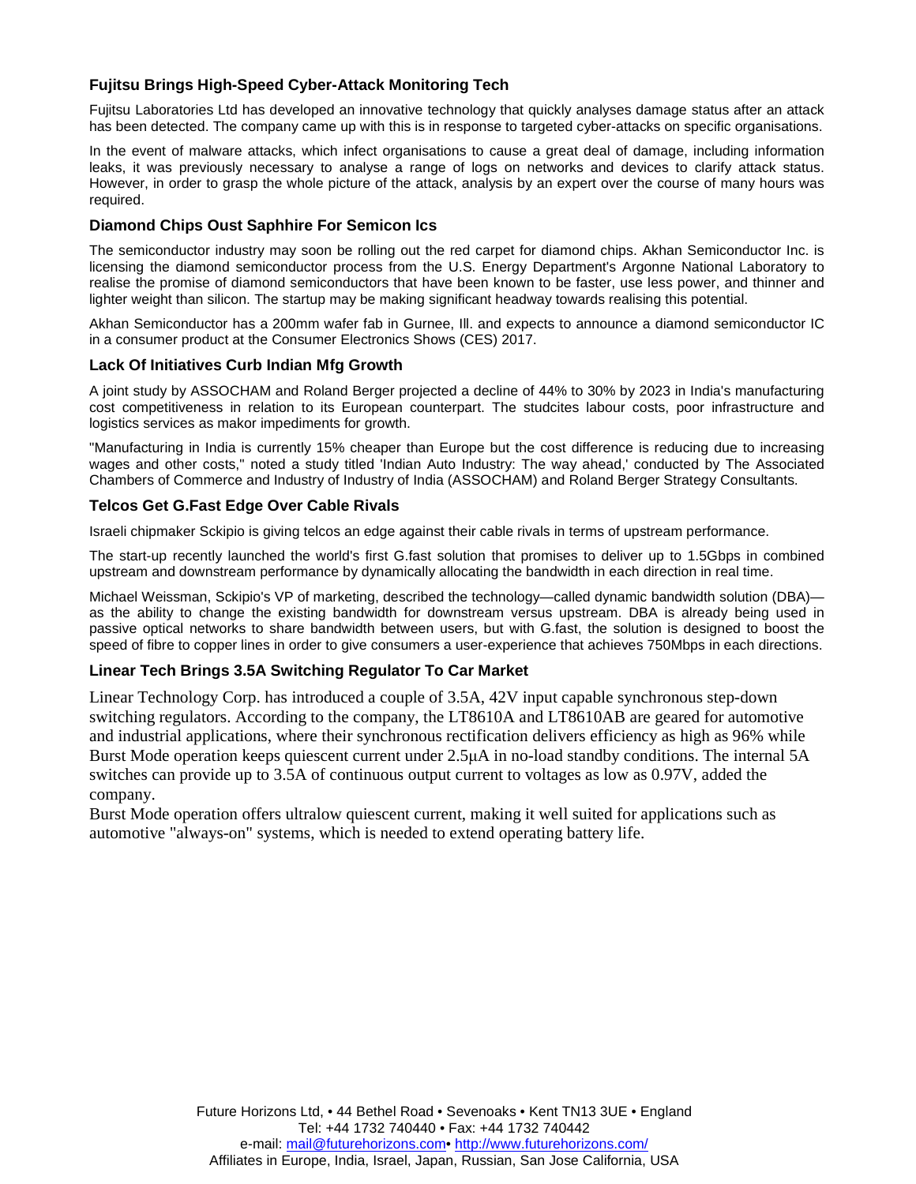### Fujitsu Brings High-Speed Cyber-Attack Monitoring Tech

Fujitsu Laboratories Ltd has developed an innovative technology that quickly analyses damage status after an attack has been detected. The company came up with this is in response to targeted cyber-attacks on specific organisations.

In the event of malware attacks, which infect organisations to cause a great deal of damage, including information leaks, it was previously necessary to analyse a range of logs on networks and devices to clarify attack status. However, in order to grasp the whole picture of the attack, analysis by an expert over the course of many hours was required.

### Diamond Chips Oust Saphhire For Semicon Ics

The semiconductor industry may soon be rolling out the red carpet for diamond chips. Akhan Semiconductor Inc. is licensing the diamond semiconductor process from the U.S. Energy Department's Argonne National Laboratory to realise the promise of diamond semiconductors that have been known to be faster, use less power, and thinner and lighter weight than silicon. The startup may be making significant headway towards realising this potential.

Akhan Semiconductor has a 200mm wafer fab in Gurnee, Ill. and expects to announce a diamond semiconductor IC in a consumer product at the Consumer Electronics Shows (CES) 2017.

### Lack Of Initiatives Curb Indian Mfg Growth

A joint study by ASSOCHAM and Roland Berger projected a decline of 44% to 30% by 2023 in India's manufacturing cost competitiveness in relation to its European counterpart. The studcites labour costs, poor infrastructure and logistics services as makor impediments for growth.

"Manufacturing in India is currently 15% cheaper than Europe but the cost difference is reducing due to increasing wages and other costs," noted a study titled 'Indian Auto Industry: The way ahead,' conducted by The Associated Chambers of Commerce and Industry of Industry of India (ASSOCHAM) and Roland Berger Strategy Consultants.

### Telcos Get G.Fast Edge Over Cable Rivals

Israeli chipmaker Sckipio is giving telcos an edge against their cable rivals in terms of upstream performance.

The start-up recently launched the world's first G.fast solution that promises to deliver up to 1.5Gbps in combined upstream and downstream performance by dynamically allocating the bandwidth in each direction in real time.

Michael Weissman, Sckipio's VP of marketing, described the technology—called dynamic bandwidth solution (DBA)—as the ability to change the existing bandwidth for downstream versus upstream. DBA is already being used in passive optical networks to share bandwidth between users, but with G.fast, the solution is designed to boost the speed of fibre to copper lines in order to give consumers a user-experience that achieves 750Mbps in each directions.

### Linear Tech Brings 3.5A Switching Regulator To Car Market

Linear Technology Corp. has introduced a couple of 3.5A, 42V input capable synchronous step-down switching regulators. According to the company, the LT8610A and LT8610AB are geared for automotive and industrial applications, where their synchronous rectification delivers efficiency as high as 96% while Burst Mode operation keeps quiescent current under 2.5μA in no-load standby conditions. The internal 5A switches can provide up to 3.5A of continuous output current to voltages as low as 0.97V, added the company.

Burst Mode operation offers ultralow quiescent current, making it well suited for applications such as automotive "always-on" systems, which is needed to extend operating battery life.

Future Horizons Ltd, • 44 Bethel Road • Sevenoaks • Kent TN13 3UE • England
Tel: +44 1732 740440 • Fax: +44 1732 740442
e-mail: mail@futurehorizons.com• http://www.futurehorizons.com/
Affiliates in Europe, India, Israel, Japan, Russian, San Jose California, USA